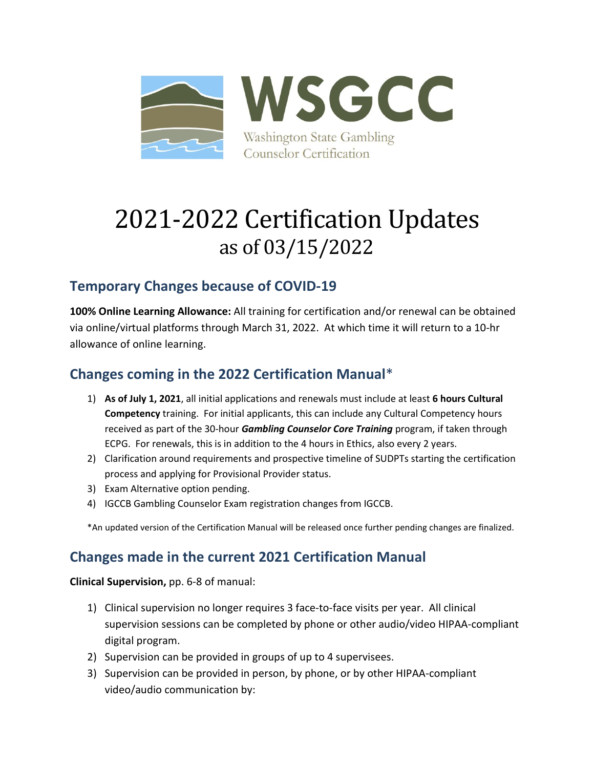WSGCC

Washington State Gambling Counselor Certification

# 2021-2022 Certification Updates as of 03/15/2022

## Temporary Changes because of COVID-19

**100% Online Learning Allowance:** All training for certification and/or renewal can be obtained via online/virtual platforms through March 31, 2022. At which time it will return to a 10-hr allowance of online learning.

## Changes coming in the 2022 Certification Manual*

1) **As of July 1, 2021**, all initial applications and renewals must include at least **6 hours Cultural Competency** training. For initial applicants, this can include any Cultural Competency hours received as part of the 30-hour ***Gambling Counselor Core Training*** program, if taken through ECPG. For renewals, this is in addition to the 4 hours in Ethics, also every 2 years.
2) Clarification around requirements and prospective timeline of SUDPTs starting the certification process and applying for Provisional Provider status.
3) Exam Alternative option pending.
4) IGCCB Gambling Counselor Exam registration changes from IGCCB.

*An updated version of the Certification Manual will be released once further pending changes are finalized.

## Changes made in the current 2021 Certification Manual

**Clinical Supervision,** pp. 6-8 of manual:

1) Clinical supervision no longer requires 3 face-to-face visits per year. All clinical supervision sessions can be completed by phone or other audio/video HIPAA-compliant digital program.
2) Supervision can be provided in groups of up to 4 supervisees.
3) Supervision can be provided in person, by phone, or by other HIPAA-compliant video/audio communication by: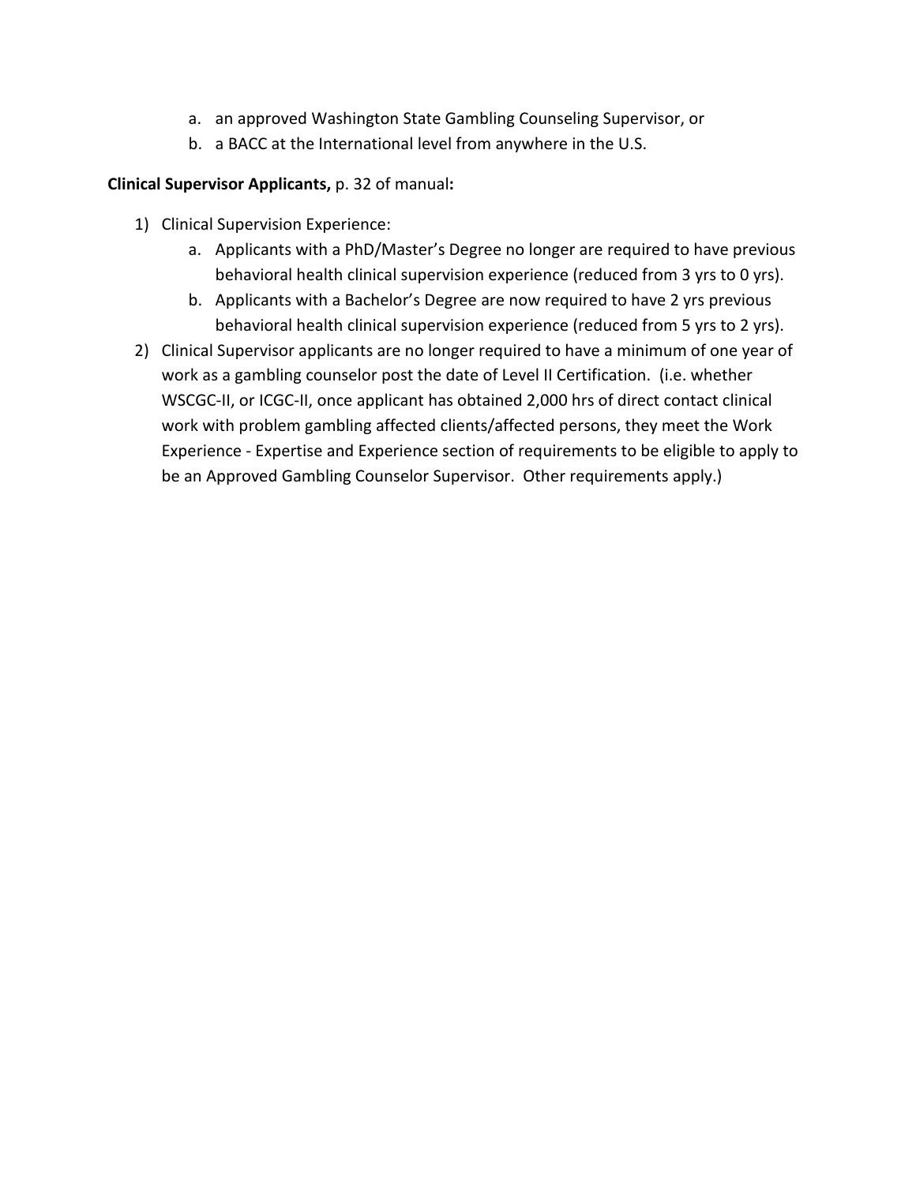a. an approved Washington State Gambling Counseling Supervisor, or
   b. a BACC at the International level from anywhere in the U.S.

**Clinical Supervisor Applicants,** p. 32 of manual**:**

1) Clinical Supervision Experience:
   a. Applicants with a PhD/Master's Degree no longer are required to have previous behavioral health clinical supervision experience (reduced from 3 yrs to 0 yrs).
   b. Applicants with a Bachelor's Degree are now required to have 2 yrs previous behavioral health clinical supervision experience (reduced from 5 yrs to 2 yrs).
2) Clinical Supervisor applicants are no longer required to have a minimum of one year of work as a gambling counselor post the date of Level II Certification. (i.e. whether WSCGC-II, or ICGC-II, once applicant has obtained 2,000 hrs of direct contact clinical work with problem gambling affected clients/affected persons, they meet the Work Experience - Expertise and Experience section of requirements to be eligible to apply to be an Approved Gambling Counselor Supervisor. Other requirements apply.)